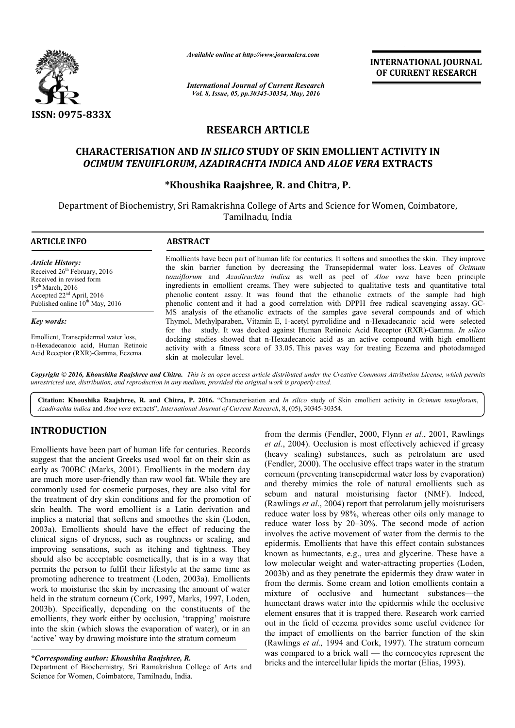# RESEARCH ARTICLE

## CHARACTERISATION AND *IN SILICO* STUDY OF SKIN EMOLLIENT ACTIVITY IN *OCIMUM TENUIFLORUM*, *AZADIRACHTA INDICA* AND *ALOE VERA* EXTRACTS

**\*Khoushika Raajshree, R. and Chitra, P.**

Department of Biochemistry, Sri Ramakrishna College of Arts and Science for Women, Coimbatore, Tamilnadu, India

**ARTICLE INFO**

*Article History:*
Received 26th February, 2016
Received in revised form 19th March, 2016
Accepted 22nd April, 2016
Published online 10th May, 2016

*Key words:*
Emollient, Transepidermal water loss, n-Hexadecanoic acid, Human Retinoic Acid Receptor (RXR)-Gamma, Eczema.

**ABSTRACT**

Emollients have been part of human life for centuries. It softens and smoothes the skin. They improve the skin barrier function by decreasing the Transepidermal water loss. Leaves of *Ocimum tenuiflorum* and *Azadirachta indica* as well as peel of *Aloe vera* have been principle ingredients in emollient creams. They were subjected to qualitative tests and quantitative total phenolic content assay. It was found that the ethanolic extracts of the sample had high phenolic content and it had a good correlation with DPPH free radical scavenging assay. GC-MS analysis of the ethanolic extracts of the samples gave several compounds and of which Thymol, Methylparaben, Vitamin E, 1-acetyl pyrrolidine and n-Hexadecanoic acid were selected for the study. It was docked against Human Retinoic Acid Receptor (RXR)-Gamma. *In silico* docking studies showed that n-Hexadecanoic acid as an active compound with high emollient activity with a fitness score of 33.05. This paves way for treating Eczema and photodamaged skin at molecular level.

*Copyright © 2016, Khoushika Raajshree and Chitra. This is an open access article distributed under the Creative Commons Attribution License, which permits unrestricted use, distribution, and reproduction in any medium, provided the original work is properly cited.*

**Citation: Khoushika Raajshree, R. and Chitra, P. 2016.** "Characterisation and *In silico* study of Skin emollient activity in *Ocimum tenuiflorum*, *Azadirachta indica* and *Aloe vera* extracts", *International Journal of Current Research*, 8, (05), 30345-30354.

## INTRODUCTION

Emollients have been part of human life for centuries. Records suggest that the ancient Greeks used wool fat on their skin as early as 700BC (Marks, 2001). Emollients in the modern day are much more user-friendly than raw wool fat. While they are commonly used for cosmetic purposes, they are also vital for the treatment of dry skin conditions and for the promotion of skin health. The word emollient is a Latin derivation and implies a material that softens and smoothes the skin (Loden, 2003a). Emollients should have the effect of reducing the clinical signs of dryness, such as roughness or scaling, and improving sensations, such as itching and tightness. They should also be acceptable cosmetically, that is in a way that permits the person to fulfil their lifestyle at the same time as promoting adherence to treatment (Loden, 2003a). Emollients work to moisturise the skin by increasing the amount of water held in the stratum corneum (Cork, 1997, Marks, 1997, Loden, 2003b). Specifically, depending on the constituents of the emollients, they work either by occlusion, 'trapping' moisture into the skin (which slows the evaporation of water), or in an 'active' way by drawing moisture into the stratum corneum from the dermis (Fendler, 2000, Flynn *et al.*, 2001, Rawlings *et al.*, 2004). Occlusion is most effectively achieved if greasy (heavy sealing) substances, such as petrolatum are used (Fendler, 2000). The occlusive effect traps water in the stratum corneum (preventing transepidermal water loss by evaporation) and thereby mimics the role of natural emollients such as sebum and natural moisturising factor (NMF). Indeed, (Rawlings *et al*., 2004) report that petrolatum jelly moisturisers reduce water loss by 98%, whereas other oils only manage to reduce water loss by 20–30%. The second mode of action involves the active movement of water from the dermis to the epidermis. Emollients that have this effect contain substances known as humectants, e.g., urea and glycerine. These have a low molecular weight and water-attracting properties (Loden, 2003b) and as they penetrate the epidermis they draw water in from the dermis. Some cream and lotion emollients contain a mixture of occlusive and humectant substances—the humectant draws water into the epidermis while the occlusive element ensures that it is trapped there. Research work carried out in the field of eczema provides some useful evidence for the impact of emollients on the barrier function of the skin (Rawlings *et al.,* 1994 and Cork, 1997). The stratum corneum was compared to a brick wall — the corneocytes represent the bricks and the intercellular lipids the mortar (Elias, 1993).

*\*Corresponding author: Khoushika Raajshree, R.*
Department of Biochemistry, Sri Ramakrishna College of Arts and Science for Women, Coimbatore, Tamilnadu, India.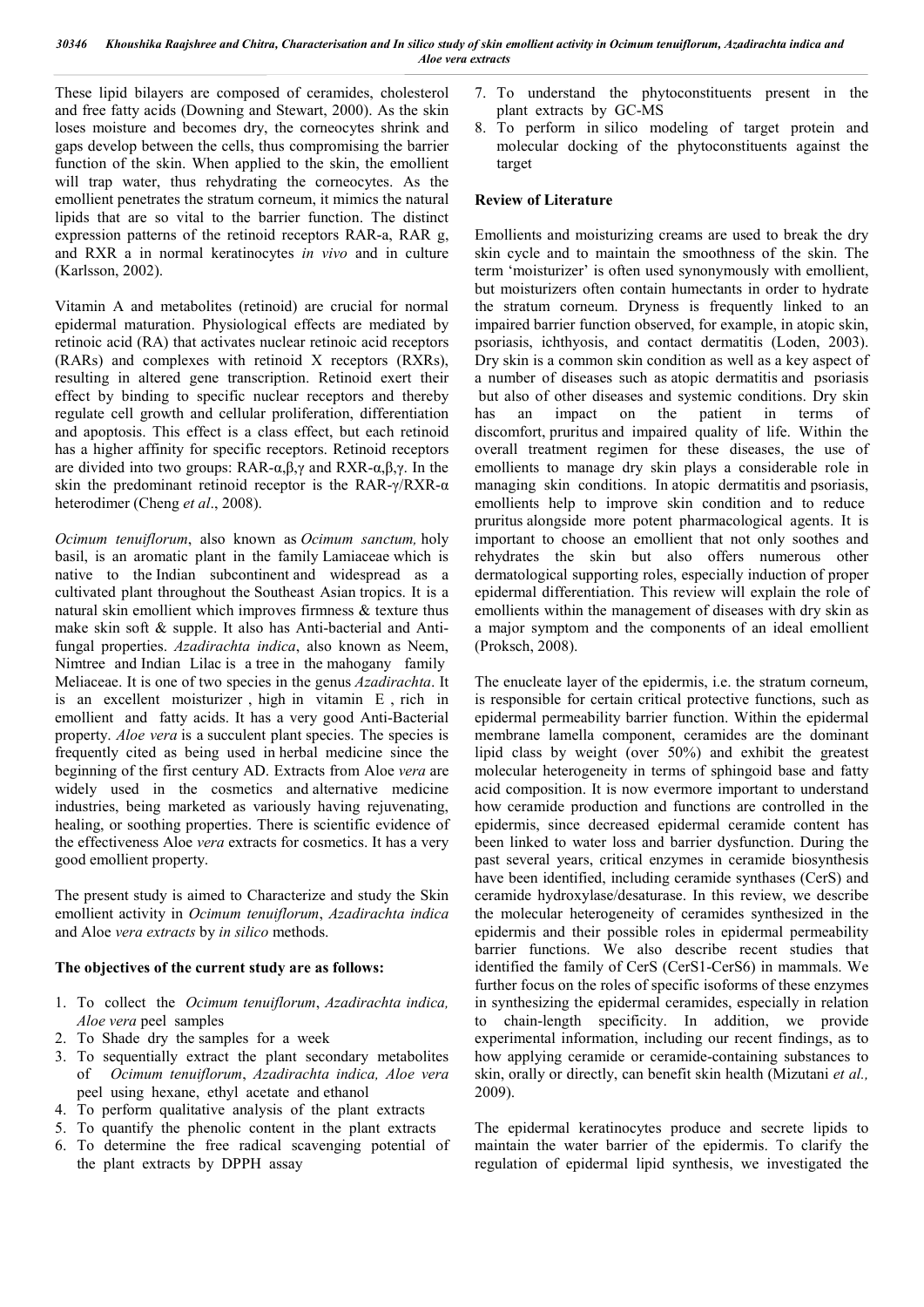These lipid bilayers are composed of ceramides, cholesterol and free fatty acids (Downing and Stewart, 2000). As the skin loses moisture and becomes dry, the corneocytes shrink and gaps develop between the cells, thus compromising the barrier function of the skin. When applied to the skin, the emollient will trap water, thus rehydrating the corneocytes. As the emollient penetrates the stratum corneum, it mimics the natural lipids that are so vital to the barrier function. The distinct expression patterns of the retinoid receptors RAR-a, RAR g, and RXR a in normal keratinocytes *in vivo* and in culture (Karlsson, 2002).

Vitamin A and metabolites (retinoid) are crucial for normal epidermal maturation. Physiological effects are mediated by retinoic acid (RA) that activates nuclear retinoic acid receptors (RARs) and complexes with retinoid X receptors (RXRs), resulting in altered gene transcription. Retinoid exert their effect by binding to specific nuclear receptors and thereby regulate cell growth and cellular proliferation, differentiation and apoptosis. This effect is a class effect, but each retinoid has a higher affinity for specific receptors. Retinoid receptors are divided into two groups: RAR-α,β,γ and RXR-α,β,γ. In the skin the predominant retinoid receptor is the RAR-γ/RXR-α heterodimer (Cheng *et al*., 2008).

*Ocimum tenuiflorum*, also known as *Ocimum sanctum,* holy basil, is an aromatic plant in the family Lamiaceae which is native to the Indian subcontinent and widespread as a cultivated plant throughout the Southeast Asian tropics. It is a natural skin emollient which improves firmness & texture thus make skin soft & supple. It also has Anti-bacterial and Anti-fungal properties. *Azadirachta indica*, also known as Neem, Nimtree and Indian Lilac is a tree in the mahogany family Meliaceae. It is one of two species in the genus *Azadirachta*. It is an excellent moisturizer , high in vitamin E , rich in emollient and fatty acids. It has a very good Anti-Bacterial property. *Aloe vera* is a succulent plant species. The species is frequently cited as being used in herbal medicine since the beginning of the first century AD. Extracts from Aloe *vera* are widely used in the cosmetics and alternative medicine industries, being marketed as variously having rejuvenating, healing, or soothing properties. There is scientific evidence of the effectiveness Aloe *vera* extracts for cosmetics. It has a very good emollient property.

The present study is aimed to Characterize and study the Skin emollient activity in *Ocimum tenuiflorum*, *Azadirachta indica* and Aloe *vera extracts* by *in silico* methods.

**The objectives of the current study are as follows:**

1. To collect the *Ocimum tenuiflorum*, *Azadirachta indica, Aloe vera* peel samples
2. To Shade dry the samples for a week
3. To sequentially extract the plant secondary metabolites of *Ocimum tenuiflorum*, *Azadirachta indica, Aloe vera* peel using hexane, ethyl acetate and ethanol
4. To perform qualitative analysis of the plant extracts
5. To quantify the phenolic content in the plant extracts
6. To determine the free radical scavenging potential of the plant extracts by DPPH assay
7. To understand the phytoconstituents present in the plant extracts by GC-MS
8. To perform in silico modeling of target protein and molecular docking of the phytoconstituents against the target

## Review of Literature

Emollients and moisturizing creams are used to break the dry skin cycle and to maintain the smoothness of the skin. The term 'moisturizer' is often used synonymously with emollient, but moisturizers often contain humectants in order to hydrate the stratum corneum. Dryness is frequently linked to an impaired barrier function observed, for example, in atopic skin, psoriasis, ichthyosis, and contact dermatitis (Loden, 2003). Dry skin is a common skin condition as well as a key aspect of a number of diseases such as atopic dermatitis and psoriasis but also of other diseases and systemic conditions. Dry skin has an impact on the patient in terms of discomfort, pruritus and impaired quality of life. Within the overall treatment regimen for these diseases, the use of emollients to manage dry skin plays a considerable role in managing skin conditions. In atopic dermatitis and psoriasis, emollients help to improve skin condition and to reduce pruritus alongside more potent pharmacological agents. It is important to choose an emollient that not only soothes and rehydrates the skin but also offers numerous other dermatological supporting roles, especially induction of proper epidermal differentiation. This review will explain the role of emollients within the management of diseases with dry skin as a major symptom and the components of an ideal emollient (Proksch, 2008).

The enucleate layer of the epidermis, i.e. the stratum corneum, is responsible for certain critical protective functions, such as epidermal permeability barrier function. Within the epidermal membrane lamella component, ceramides are the dominant lipid class by weight (over 50%) and exhibit the greatest molecular heterogeneity in terms of sphingoid base and fatty acid composition. It is now evermore important to understand how ceramide production and functions are controlled in the epidermis, since decreased epidermal ceramide content has been linked to water loss and barrier dysfunction. During the past several years, critical enzymes in ceramide biosynthesis have been identified, including ceramide synthases (CerS) and ceramide hydroxylase/desaturase. In this review, we describe the molecular heterogeneity of ceramides synthesized in the epidermis and their possible roles in epidermal permeability barrier functions. We also describe recent studies that identified the family of CerS (CerS1-CerS6) in mammals. We further focus on the roles of specific isoforms of these enzymes in synthesizing the epidermal ceramides, especially in relation to chain-length specificity. In addition, we provide experimental information, including our recent findings, as to how applying ceramide or ceramide-containing substances to skin, orally or directly, can benefit skin health (Mizutani *et al.,* 2009).

The epidermal keratinocytes produce and secrete lipids to maintain the water barrier of the epidermis. To clarify the regulation of epidermal lipid synthesis, we investigated the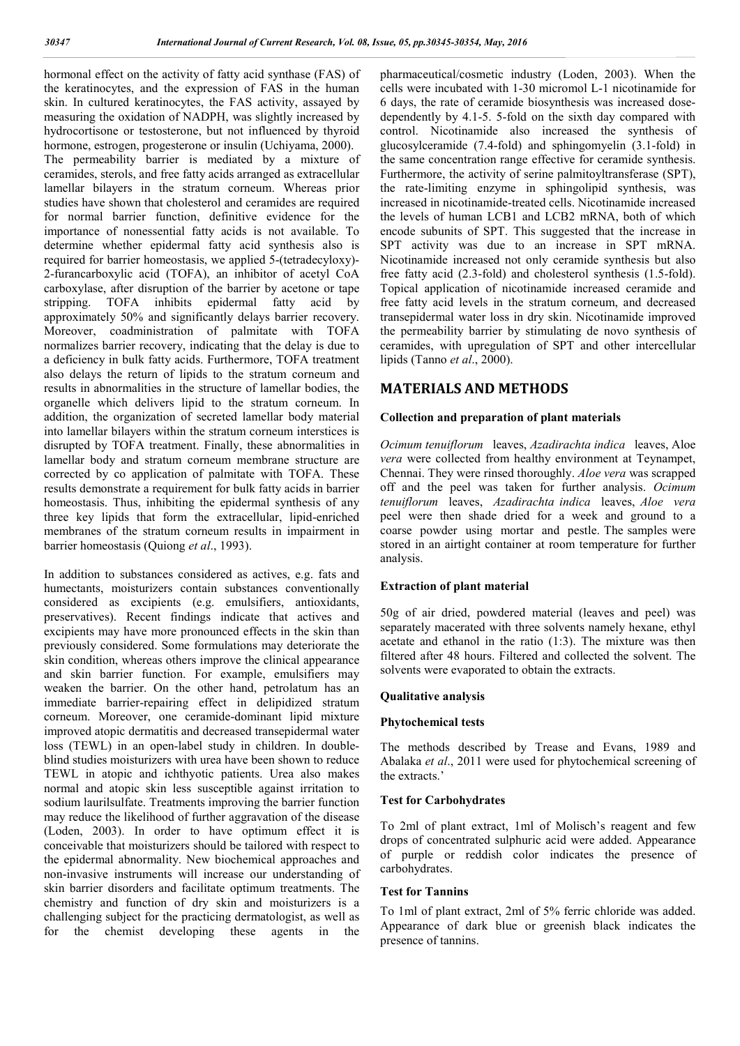hormonal effect on the activity of fatty acid synthase (FAS) of the keratinocytes, and the expression of FAS in the human skin. In cultured keratinocytes, the FAS activity, assayed by measuring the oxidation of NADPH, was slightly increased by hydrocortisone or testosterone, but not influenced by thyroid hormone, estrogen, progesterone or insulin (Uchiyama, 2000).

The permeability barrier is mediated by a mixture of ceramides, sterols, and free fatty acids arranged as extracellular lamellar bilayers in the stratum corneum. Whereas prior studies have shown that cholesterol and ceramides are required for normal barrier function, definitive evidence for the importance of nonessential fatty acids is not available. To determine whether epidermal fatty acid synthesis also is required for barrier homeostasis, we applied 5-(tetradecyloxy)-2-furancarboxylic acid (TOFA), an inhibitor of acetyl CoA carboxylase, after disruption of the barrier by acetone or tape stripping. TOFA inhibits epidermal fatty acid by approximately 50% and significantly delays barrier recovery. Moreover, coadministration of palmitate with TOFA normalizes barrier recovery, indicating that the delay is due to a deficiency in bulk fatty acids. Furthermore, TOFA treatment also delays the return of lipids to the stratum corneum and results in abnormalities in the structure of lamellar bodies, the organelle which delivers lipid to the stratum corneum. In addition, the organization of secreted lamellar body material into lamellar bilayers within the stratum corneum interstices is disrupted by TOFA treatment. Finally, these abnormalities in lamellar body and stratum corneum membrane structure are corrected by co application of palmitate with TOFA. These results demonstrate a requirement for bulk fatty acids in barrier homeostasis. Thus, inhibiting the epidermal synthesis of any three key lipids that form the extracellular, lipid-enriched membranes of the stratum corneum results in impairment in barrier homeostasis (Quiong *et al*., 1993).

In addition to substances considered as actives, e.g. fats and humectants, moisturizers contain substances conventionally considered as excipients (e.g. emulsifiers, antioxidants, preservatives). Recent findings indicate that actives and excipients may have more pronounced effects in the skin than previously considered. Some formulations may deteriorate the skin condition, whereas others improve the clinical appearance and skin barrier function. For example, emulsifiers may weaken the barrier. On the other hand, petrolatum has an immediate barrier-repairing effect in delipidized stratum corneum. Moreover, one ceramide-dominant lipid mixture improved atopic dermatitis and decreased transepidermal water loss (TEWL) in an open-label study in children. In double-blind studies moisturizers with urea have been shown to reduce TEWL in atopic and ichthyotic patients. Urea also makes normal and atopic skin less susceptible against irritation to sodium laurilsulfate. Treatments improving the barrier function may reduce the likelihood of further aggravation of the disease (Loden, 2003). In order to have optimum effect it is conceivable that moisturizers should be tailored with respect to the epidermal abnormality. New biochemical approaches and non-invasive instruments will increase our understanding of skin barrier disorders and facilitate optimum treatments. The chemistry and function of dry skin and moisturizers is a challenging subject for the practicing dermatologist, as well as for the chemist developing these agents in the pharmaceutical/cosmetic industry (Loden, 2003). When the cells were incubated with 1-30 micromol L-1 nicotinamide for 6 days, the rate of ceramide biosynthesis was increased dose-dependently by 4.1-5. 5-fold on the sixth day compared with control. Nicotinamide also increased the synthesis of glucosylceramide (7.4-fold) and sphingomyelin (3.1-fold) in the same concentration range effective for ceramide synthesis. Furthermore, the activity of serine palmitoyltransferase (SPT), the rate-limiting enzyme in sphingolipid synthesis, was increased in nicotinamide-treated cells. Nicotinamide increased the levels of human LCB1 and LCB2 mRNA, both of which encode subunits of SPT. This suggested that the increase in SPT activity was due to an increase in SPT mRNA. Nicotinamide increased not only ceramide synthesis but also free fatty acid (2.3-fold) and cholesterol synthesis (1.5-fold). Topical application of nicotinamide increased ceramide and free fatty acid levels in the stratum corneum, and decreased transepidermal water loss in dry skin. Nicotinamide improved the permeability barrier by stimulating de novo synthesis of ceramides, with upregulation of SPT and other intercellular lipids (Tanno *et al*., 2000).

## MATERIALS AND METHODS

### Collection and preparation of plant materials

*Ocimum tenuiflorum* leaves, *Azadirachta indica* leaves, Aloe *vera* were collected from healthy environment at Teynampet, Chennai. They were rinsed thoroughly. *Aloe vera* was scrapped off and the peel was taken for further analysis. *Ocimum tenuiflorum* leaves, *Azadirachta indica* leaves, *Aloe vera* peel were then shade dried for a week and ground to a coarse powder using mortar and pestle. The samples were stored in an airtight container at room temperature for further analysis.

### Extraction of plant material

50g of air dried, powdered material (leaves and peel) was separately macerated with three solvents namely hexane, ethyl acetate and ethanol in the ratio (1:3). The mixture was then filtered after 48 hours. Filtered and collected the solvent. The solvents were evaporated to obtain the extracts.

### Qualitative analysis

### Phytochemical tests

The methods described by Trease and Evans, 1989 and Abalaka *et al*., 2011 were used for phytochemical screening of the extracts.'

### Test for Carbohydrates

To 2ml of plant extract, 1ml of Molisch's reagent and few drops of concentrated sulphuric acid were added. Appearance of purple or reddish color indicates the presence of carbohydrates.

### Test for Tannins

To 1ml of plant extract, 2ml of 5% ferric chloride was added. Appearance of dark blue or greenish black indicates the presence of tannins.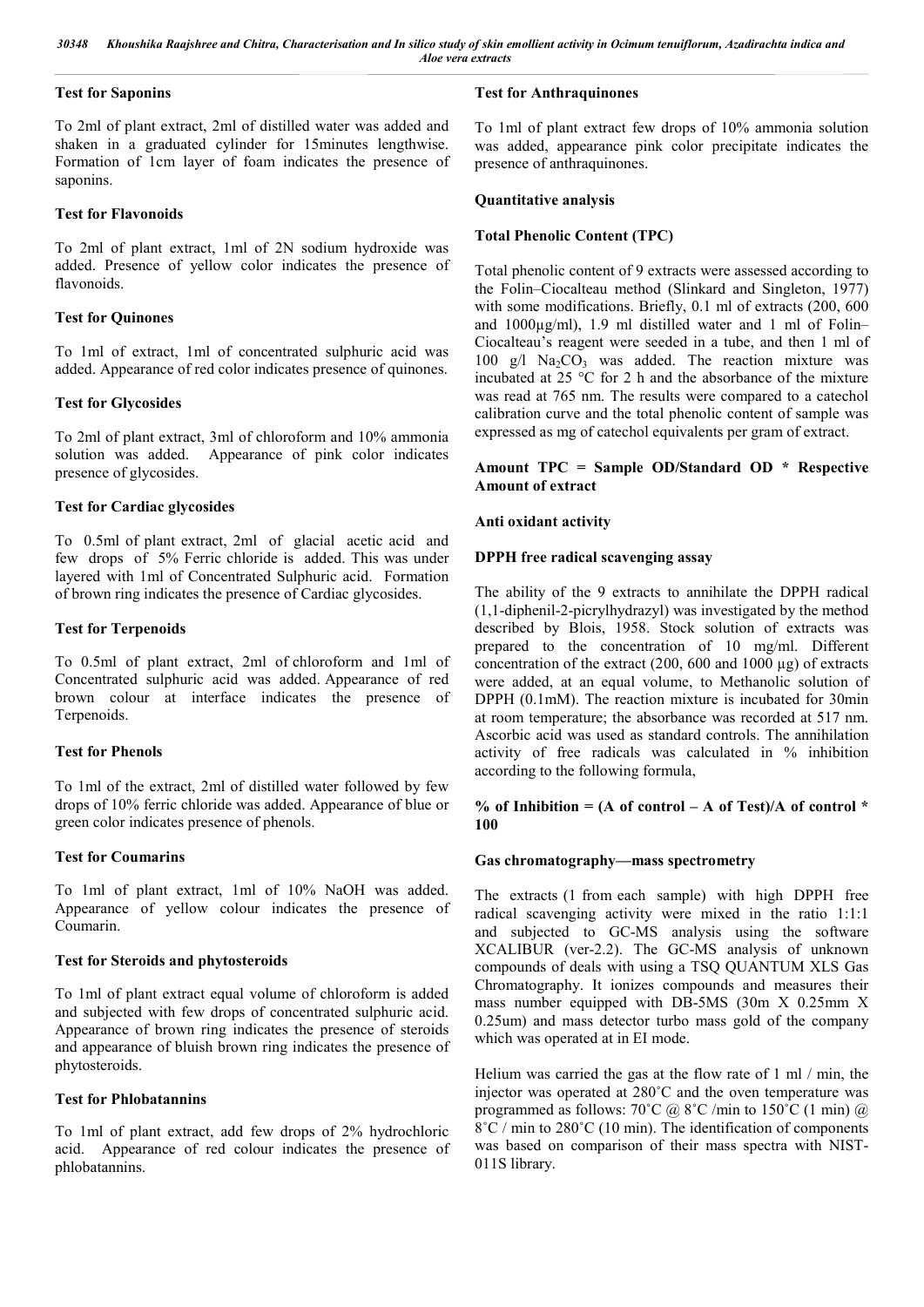### Test for Saponins

To 2ml of plant extract, 2ml of distilled water was added and shaken in a graduated cylinder for 15minutes lengthwise. Formation of 1cm layer of foam indicates the presence of saponins.

### Test for Flavonoids

To 2ml of plant extract, 1ml of 2N sodium hydroxide was added. Presence of yellow color indicates the presence of flavonoids.

### Test for Quinones

To 1ml of extract, 1ml of concentrated sulphuric acid was added. Appearance of red color indicates presence of quinones.

### Test for Glycosides

To 2ml of plant extract, 3ml of chloroform and 10% ammonia solution was added. Appearance of pink color indicates presence of glycosides.

### Test for Cardiac glycosides

To 0.5ml of plant extract, 2ml of glacial acetic acid and few drops of 5% Ferric chloride is added. This was under layered with 1ml of Concentrated Sulphuric acid. Formation of brown ring indicates the presence of Cardiac glycosides.

### Test for Terpenoids

To 0.5ml of plant extract, 2ml of chloroform and 1ml of Concentrated sulphuric acid was added. Appearance of red brown colour at interface indicates the presence of Terpenoids.

### Test for Phenols

To 1ml of the extract, 2ml of distilled water followed by few drops of 10% ferric chloride was added. Appearance of blue or green color indicates presence of phenols.

### Test for Coumarins

To 1ml of plant extract, 1ml of 10% NaOH was added. Appearance of yellow colour indicates the presence of Coumarin.

### Test for Steroids and phytosteroids

To 1ml of plant extract equal volume of chloroform is added and subjected with few drops of concentrated sulphuric acid. Appearance of brown ring indicates the presence of steroids and appearance of bluish brown ring indicates the presence of phytosteroids.

### Test for Phlobatannins

To 1ml of plant extract, add few drops of 2% hydrochloric acid. Appearance of red colour indicates the presence of phlobatannins.

### Test for Anthraquinones

To 1ml of plant extract few drops of 10% ammonia solution was added, appearance pink color precipitate indicates the presence of anthraquinones.

## Quantitative analysis

### Total Phenolic Content (TPC)

Total phenolic content of 9 extracts were assessed according to the Folin–Ciocalteau method (Slinkard and Singleton, 1977) with some modifications. Briefly, 0.1 ml of extracts (200, 600 and 1000µg/ml), 1.9 ml distilled water and 1 ml of Folin–Ciocalteau's reagent were seeded in a tube, and then 1 ml of 100 g/l $Na_2CO_3$ was added. The reaction mixture was incubated at 25 °C for 2 h and the absorbance of the mixture was read at 765 nm. The results were compared to a catechol calibration curve and the total phenolic content of sample was expressed as mg of catechol equivalents per gram of extract.

**Amount TPC = Sample OD/Standard OD * Respective Amount of extract**

### Anti oxidant activity

### DPPH free radical scavenging assay

The ability of the 9 extracts to annihilate the DPPH radical (1,1-diphenil-2-picrylhydrazyl) was investigated by the method described by Blois, 1958. Stock solution of extracts was prepared to the concentration of 10 mg/ml. Different concentration of the extract (200, 600 and 1000 µg) of extracts were added, at an equal volume, to Methanolic solution of DPPH (0.1mM). The reaction mixture is incubated for 30min at room temperature; the absorbance was recorded at 517 nm. Ascorbic acid was used as standard controls. The annihilation activity of free radicals was calculated in % inhibition according to the following formula,

**% of Inhibition = (A of control – A of Test)/A of control * 100**

### Gas chromatography—mass spectrometry

The extracts (1 from each sample) with high DPPH free radical scavenging activity were mixed in the ratio 1:1:1 and subjected to GC-MS analysis using the software XCALIBUR (ver-2.2). The GC-MS analysis of unknown compounds of deals with using a TSQ QUANTUM XLS Gas Chromatography. It ionizes compounds and measures their mass number equipped with DB-5MS (30m X 0.25mm X 0.25um) and mass detector turbo mass gold of the company which was operated at in EI mode.

Helium was carried the gas at the flow rate of 1 ml / min, the injector was operated at 280˚C and the oven temperature was programmed as follows: 70˚C @ 8˚C /min to 150˚C (1 min) @ 8˚C / min to 280˚C (10 min). The identification of components was based on comparison of their mass spectra with NIST-011S library.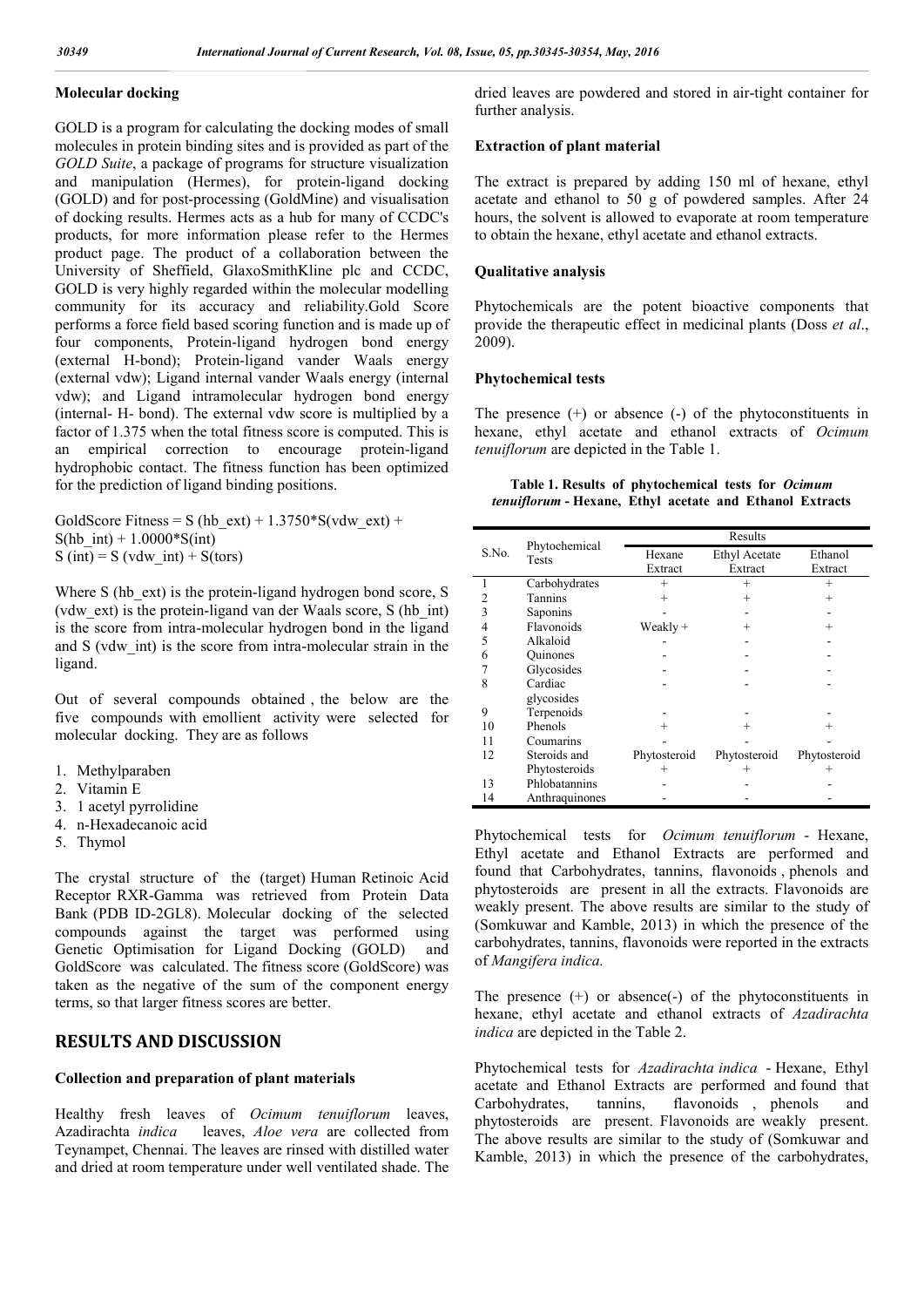### Molecular docking

GOLD is a program for calculating the docking modes of small molecules in protein binding sites and is provided as part of the *GOLD Suite*, a package of programs for structure visualization and manipulation (Hermes), for protein-ligand docking (GOLD) and for post-processing (GoldMine) and visualisation of docking results. Hermes acts as a hub for many of CCDC's products, for more information please refer to the Hermes product page. The product of a collaboration between the University of Sheffield, GlaxoSmithKline plc and CCDC, GOLD is very highly regarded within the molecular modelling community for its accuracy and reliability.Gold Score performs a force field based scoring function and is made up of four components, Protein-ligand hydrogen bond energy (external H-bond); Protein-ligand vander Waals energy (external vdw); Ligand internal vander Waals energy (internal vdw); and Ligand intramolecular hydrogen bond energy (internal- H- bond). The external vdw score is multiplied by a factor of 1.375 when the total fitness score is computed. This is an empirical correction to encourage protein-ligand hydrophobic contact. The fitness function has been optimized for the prediction of ligand binding positions.

GoldScore Fitness = S (hb_ext) + 1.3750*S(vdw_ext) + S(hb_int) + 1.0000*S(int)
S (int) = S (vdw_int) + S(tors)

Where S (hb_ext) is the protein-ligand hydrogen bond score, S (vdw_ext) is the protein-ligand van der Waals score, S (hb_int) is the score from intra-molecular hydrogen bond in the ligand and S (vdw_int) is the score from intra-molecular strain in the ligand.

Out of several compounds obtained , the below are the five compounds with emollient activity were selected for molecular docking. They are as follows

1. Methylparaben
2. Vitamin E
3. 1 acetyl pyrrolidine
4. n-Hexadecanoic acid
5. Thymol

The crystal structure of the (target) Human Retinoic Acid Receptor RXR-Gamma was retrieved from Protein Data Bank (PDB ID-2GL8). Molecular docking of the selected compounds against the target was performed using Genetic Optimisation for Ligand Docking (GOLD) and GoldScore was calculated. The fitness score (GoldScore) was taken as the negative of the sum of the component energy terms, so that larger fitness scores are better.

## RESULTS AND DISCUSSION

### Collection and preparation of plant materials

Healthy fresh leaves of *Ocimum tenuiflorum* leaves, Azadirachta *indica* leaves, *Aloe vera* are collected from Teynampet, Chennai. The leaves are rinsed with distilled water and dried at room temperature under well ventilated shade. The dried leaves are powdered and stored in air-tight container for further analysis.

### Extraction of plant material

The extract is prepared by adding 150 ml of hexane, ethyl acetate and ethanol to 50 g of powdered samples. After 24 hours, the solvent is allowed to evaporate at room temperature to obtain the hexane, ethyl acetate and ethanol extracts.

### Qualitative analysis

Phytochemicals are the potent bioactive components that provide the therapeutic effect in medicinal plants (Doss *et al*., 2009).

### Phytochemical tests

The presence (+) or absence (-) of the phytoconstituents in hexane, ethyl acetate and ethanol extracts of *Ocimum tenuiflorum* are depicted in the Table 1.

**Table 1. Results of phytochemical tests for *Ocimum tenuiflorum* - Hexane, Ethyl acetate and Ethanol Extracts**

| S.No. | Phytochemical Tests | Results | | |
|---|---|---|---|---|
| | | Hexane Extract | Ethyl Acetate Extract | Ethanol Extract |
| 1 | Carbohydrates | + | + | + |
| 2 | Tannins | + | + | + |
| 3 | Saponins | - | - | - |
| 4 | Flavonoids | Weakly + | + | + |
| 5 | Alkaloid | - | - | - |
| 6 | Quinones | - | - | - |
| 7 | Glycosides | - | - | - |
| 8 | Cardiac glycosides | - | - | - |
| 9 | Terpenoids | - | - | - |
| 10 | Phenols | + | + | + |
| 11 | Coumarins | - | - | - |
| 12 | Steroids and Phytosteroids | Phytosteroid + | Phytosteroid + | Phytosteroid + |
| 13 | Phlobatannins | - | - | - |
| 14 | Anthraquinones | - | - | - |

Phytochemical tests for *Ocimum tenuiflorum* - Hexane, Ethyl acetate and Ethanol Extracts are performed and found that Carbohydrates, tannins, flavonoids , phenols and phytosteroids are present in all the extracts. Flavonoids are weakly present. The above results are similar to the study of (Somkuwar and Kamble, 2013) in which the presence of the carbohydrates, tannins, flavonoids were reported in the extracts of *Mangifera indica.*

The presence (+) or absence(-) of the phytoconstituents in hexane, ethyl acetate and ethanol extracts of *Azadirachta indica* are depicted in the Table 2.

Phytochemical tests for *Azadirachta indica* - Hexane, Ethyl acetate and Ethanol Extracts are performed and found that Carbohydrates, tannins, flavonoids , phenols and phytosteroids are present. Flavonoids are weakly present. The above results are similar to the study of (Somkuwar and Kamble, 2013) in which the presence of the carbohydrates,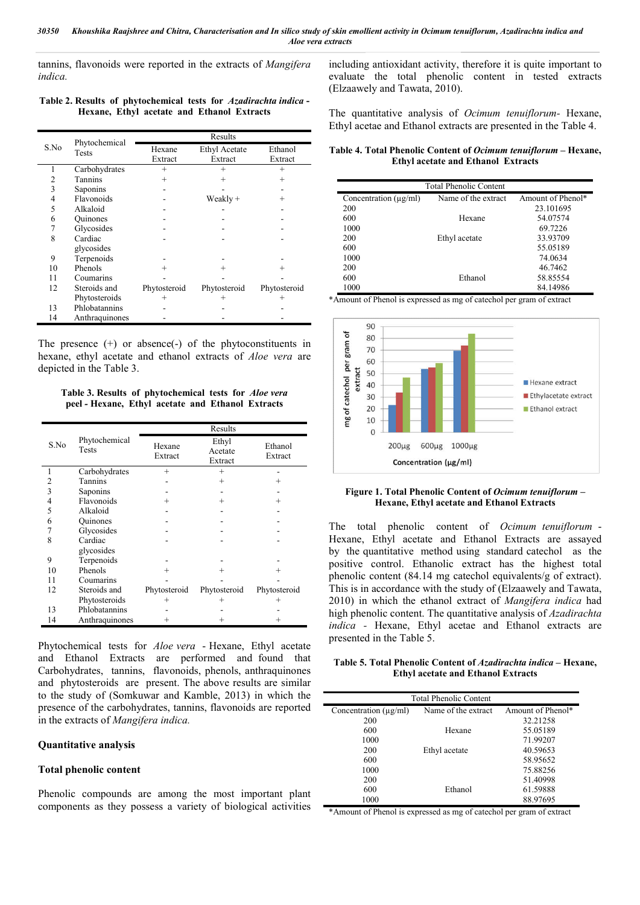tannins, flavonoids were reported in the extracts of *Mangifera indica.*

**Table 2. Results of phytochemical tests for *Azadirachta indica* - Hexane, Ethyl acetate and Ethanol Extracts**

| S.No | Phytochemical Tests | Results | | |
|---|---|---|---|---|
| | | Hexane Extract | Ethyl Acetate Extract | Ethanol Extract |
| 1 | Carbohydrates | + | + | + |
| 2 | Tannins | + | + | + |
| 3 | Saponins | - | - | - |
| 4 | Flavonoids | - | Weakly + | + |
| 5 | Alkaloid | - | - | - |
| 6 | Quinones | - | - | - |
| 7 | Glycosides | - | - | - |
| 8 | Cardiac glycosides | - | - | - |
| 9 | Terpenoids | - | - | - |
| 10 | Phenols | + | + | + |
| 11 | Coumarins | - | - | - |
| 12 | Steroids and Phytosteroids | Phytosteroid + | Phytosteroid + | Phytosteroid + |
| 13 | Phlobatannins | - | - | - |
| 14 | Anthraquinones | - | - | - |

The presence (+) or absence(-) of the phytoconstituents in hexane, ethyl acetate and ethanol extracts of *Aloe vera* are depicted in the Table 3.

**Table 3. Results of phytochemical tests for *Aloe vera* peel - Hexane, Ethyl acetate and Ethanol Extracts**

| S.No | Phytochemical Tests | Results | | |
|---|---|---|---|---|
| | | Hexane Extract | Ethyl Acetate Extract | Ethanol Extract |
| 1 | Carbohydrates | + | + | - |
| 2 | Tannins | - | + | + |
| 3 | Saponins | - | - | - |
| 4 | Flavonoids | + | + | + |
| 5 | Alkaloid | - | - | - |
| 6 | Quinones | - | - | - |
| 7 | Glycosides | - | - | - |
| 8 | Cardiac glycosides | - | - | - |
| 9 | Terpenoids | - | - | - |
| 10 | Phenols | + | + | + |
| 11 | Coumarins | - | - | - |
| 12 | Steroids and Phytosteroids | Phytosteroid + | Phytosteroid + | Phytosteroid + |
| 13 | Phlobatannins | - | - | - |
| 14 | Anthraquinones | + | + | + |

Phytochemical tests for *Aloe vera* - Hexane, Ethyl acetate and Ethanol Extracts are performed and found that Carbohydrates, tannins, flavonoids, phenols, anthraquinones and phytosteroids are present. The above results are similar to the study of (Somkuwar and Kamble, 2013) in which the presence of the carbohydrates, tannins, flavonoids are reported in the extracts of *Mangifera indica.*

## Quantitative analysis

### Total phenolic content

Phenolic compounds are among the most important plant components as they possess a variety of biological activities including antioxidant activity, therefore it is quite important to evaluate the total phenolic content in tested extracts (Elzaawely and Tawata, 2010).

The quantitative analysis of *Ocimum tenuiflorum*- Hexane, Ethyl acetae and Ethanol extracts are presented in the Table 4.

**Table 4. Total Phenolic Content of *Ocimum tenuiflorum* – Hexane, Ethyl acetate and Ethanol Extracts**

| Total Phenolic Content | | |
|---|---|---|
| Concentration (µg/ml) | Name of the extract | Amount of Phenol* |
| 200 | | 23.101695 |
| 600 | Hexane | 54.07574 |
| 1000 | | 69.7226 |
| 200 | Ethyl acetate | 33.93709 |
| 600 | | 55.05189 |
| 1000 | | 74.0634 |
| 200 | | 46.7462 |
| 600 | Ethanol | 58.85554 |
| 1000 | | 84.14986 |

*Amount of Phenol is expressed as mg of catechol per gram of extract

**Figure 1. Total Phenolic Content of *Ocimum tenuiflorum* – Hexane, Ethyl acetate and Ethanol Extracts**

The total phenolic content of *Ocimum tenuiflorum* - Hexane, Ethyl acetate and Ethanol Extracts are assayed by the quantitative method using standard catechol as the positive control. Ethanolic extract has the highest total phenolic content (84.14 mg catechol equivalents/g of extract). This is in accordance with the study of (Elzaawely and Tawata, 2010) in which the ethanol extract of *Mangifera indica* had high phenolic content. The quantitative analysis of *Azadirachta indica* - Hexane, Ethyl acetae and Ethanol extracts are presented in the Table 5.

**Table 5. Total Phenolic Content of *Azadirachta indica* – Hexane, Ethyl acetate and Ethanol Extracts**

| Total Phenolic Content | | |
|---|---|---|
| Concentration (µg/ml) | Name of the extract | Amount of Phenol* |
| 200 | | 32.21258 |
| 600 | Hexane | 55.05189 |
| 1000 | | 71.99207 |
| 200 | Ethyl acetate | 40.59653 |
| 600 | | 58.95652 |
| 1000 | | 75.88256 |
| 200 | | 51.40998 |
| 600 | Ethanol | 61.59888 |
| 1000 | | 88.97695 |

*Amount of Phenol is expressed as mg of catechol per gram of extract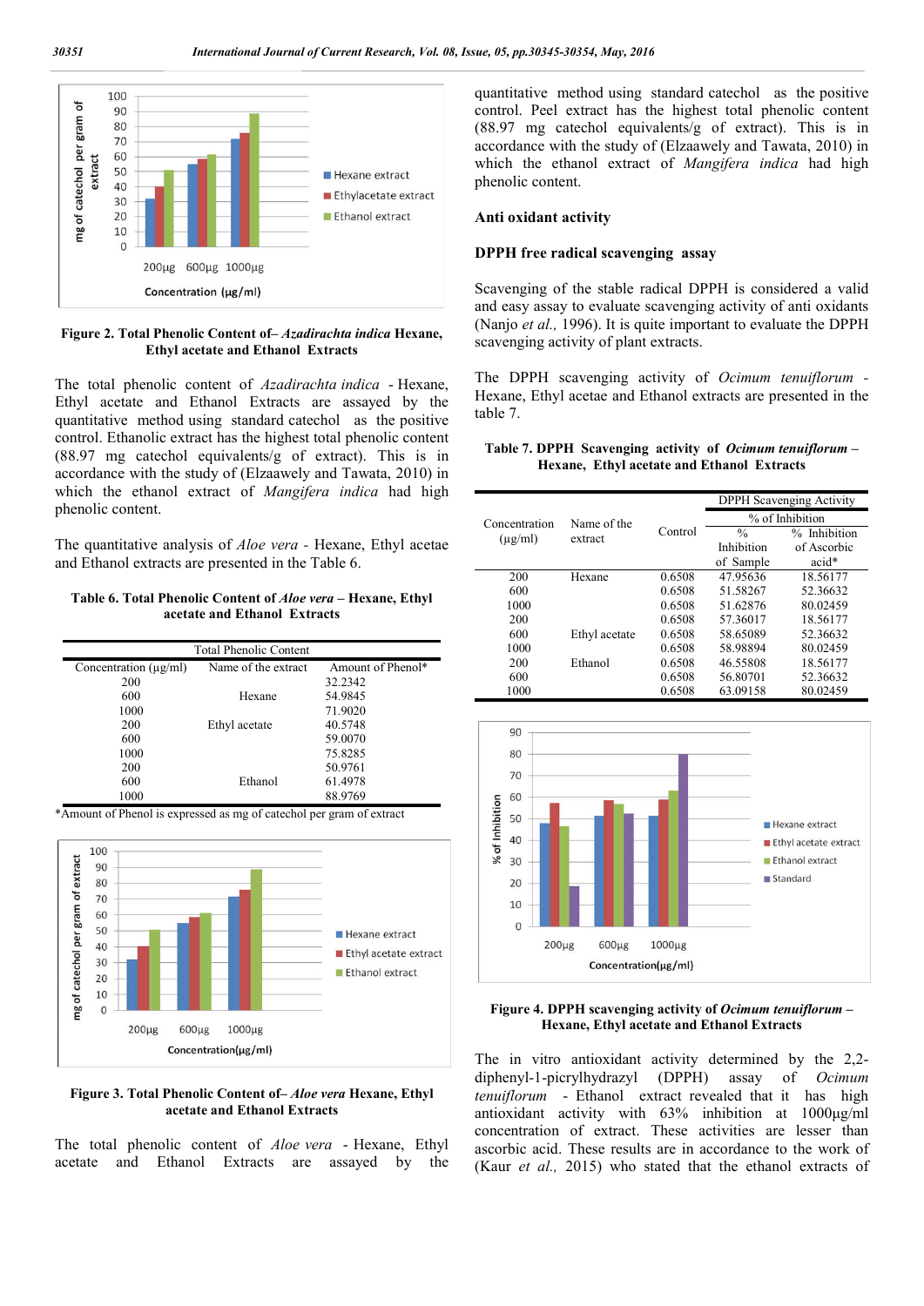Figure 2. Total Phenolic Content of– *Azadirachta indica* Hexane, Ethyl acetate and Ethanol Extracts

The total phenolic content of *Azadirachta indica* - Hexane, Ethyl acetate and Ethanol Extracts are assayed by the quantitative method using standard catechol as the positive control. Ethanolic extract has the highest total phenolic content (88.97 mg catechol equivalents/g of extract). This is in accordance with the study of (Elzaawely and Tawata, 2010) in which the ethanol extract of *Mangifera indica* had high phenolic content.

The quantitative analysis of *Aloe vera* - Hexane, Ethyl acetae and Ethanol extracts are presented in the Table 6.

**Table 6. Total Phenolic Content of *Aloe vera* – Hexane, Ethyl acetate and Ethanol Extracts**

| Total Phenolic Content | | |
|---|---|---|
| Concentration (µg/ml) | Name of the extract | Amount of Phenol* |
| 200 | | 32.2342 |
| 600 | Hexane | 54.9845 |
| 1000 | | 71.9020 |
| 200 | Ethyl acetate | 40.5748 |
| 600 | | 59.0070 |
| 1000 | | 75.8285 |
| 200 | | 50.9761 |
| 600 | Ethanol | 61.4978 |
| 1000 | | 88.9769 |

*Amount of Phenol is expressed as mg of catechol per gram of extract

Figure 3. Total Phenolic Content of– *Aloe vera* Hexane, Ethyl acetate and Ethanol Extracts

The total phenolic content of *Aloe vera* - Hexane, Ethyl acetate and Ethanol Extracts are assayed by the quantitative method using standard catechol as the positive control. Peel extract has the highest total phenolic content (88.97 mg catechol equivalents/g of extract). This is in accordance with the study of (Elzaawely and Tawata, 2010) in which the ethanol extract of *Mangifera indica* had high phenolic content.

## Anti oxidant activity

### DPPH free radical scavenging assay

Scavenging of the stable radical DPPH is considered a valid and easy assay to evaluate scavenging activity of anti oxidants (Nanjo *et al.,* 1996). It is quite important to evaluate the DPPH scavenging activity of plant extracts.

The DPPH scavenging activity of *Ocimum tenuiflorum* - Hexane, Ethyl acetae and Ethanol extracts are presented in the table 7.

**Table 7. DPPH Scavenging activity of *Ocimum tenuiflorum* – Hexane, Ethyl acetate and Ethanol Extracts**

| Concentration (µg/ml) | Name of the extract | Control | DPPH Scavenging Activity % of Inhibition | |
|---|---|---|---|---|
| | | | % Inhibition of Sample | % Inhibition of Ascorbic acid* |
| 200 | Hexane | 0.6508 | 47.95636 | 18.56177 |
| 600 | | 0.6508 | 51.58267 | 52.36632 |
| 1000 | | 0.6508 | 51.62876 | 80.02459 |
| 200 | | 0.6508 | 57.36017 | 18.56177 |
| 600 | Ethyl acetate | 0.6508 | 58.65089 | 52.36632 |
| 1000 | | 0.6508 | 58.98894 | 80.02459 |
| 200 | Ethanol | 0.6508 | 46.55808 | 18.56177 |
| 600 | | 0.6508 | 56.80701 | 52.36632 |
| 1000 | | 0.6508 | 63.09158 | 80.02459 |

Figure 4. DPPH scavenging activity of *Ocimum tenuiflorum* – Hexane, Ethyl acetate and Ethanol Extracts

The in vitro antioxidant activity determined by the 2,2-diphenyl-1-picrylhydrazyl (DPPH) assay of *Ocimum tenuiflorum* - Ethanol extract revealed that it has high antioxidant activity with 63% inhibition at 1000µg/ml concentration of extract. These activities are lesser than ascorbic acid. These results are in accordance to the work of (Kaur *et al.,* 2015) who stated that the ethanol extracts of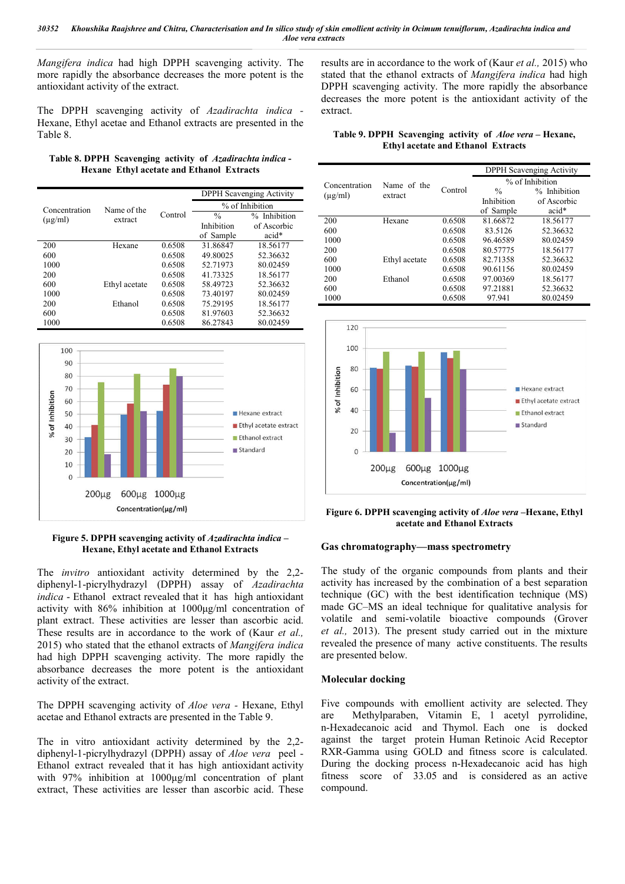*Mangifera indica* had high DPPH scavenging activity. The more rapidly the absorbance decreases the more potent is the antioxidant activity of the extract.

The DPPH scavenging activity of *Azadirachta indica* - Hexane, Ethyl acetae and Ethanol extracts are presented in the Table 8.

**Table 8. DPPH Scavenging activity of *Azadirachta indica* - Hexane Ethyl acetate and Ethanol Extracts**

| Concentration (µg/ml) | Name of the extract | Control | DPPH Scavenging Activity | |
|---|---|---|---|---|
| | | | % of Inhibition | |
| | | | % Inhibition of Sample | % Inhibition of Ascorbic acid* |
| 200 | Hexane | 0.6508 | 31.86847 | 18.56177 |
| 600 | | 0.6508 | 49.80025 | 52.36632 |
| 1000 | | 0.6508 | 52.71973 | 80.02459 |
| 200 | | 0.6508 | 41.73325 | 18.56177 |
| 600 | Ethyl acetate | 0.6508 | 58.49723 | 52.36632 |
| 1000 | | 0.6508 | 73.40197 | 80.02459 |
| 200 | Ethanol | 0.6508 | 75.29195 | 18.56177 |
| 600 | | 0.6508 | 81.97603 | 52.36632 |
| 1000 | | 0.6508 | 86.27843 | 80.02459 |

**Figure 5. DPPH scavenging activity of *Azadirachta indica* – Hexane, Ethyl acetate and Ethanol Extracts**

The *invitro* antioxidant activity determined by the 2,2-diphenyl-1-picrylhydrazyl (DPPH) assay of *Azadirachta indica* - Ethanol extract revealed that it has high antioxidant activity with 86% inhibition at 1000µg/ml concentration of plant extract. These activities are lesser than ascorbic acid. These results are in accordance to the work of (Kaur *et al.,* 2015) who stated that the ethanol extracts of *Mangifera indica* had high DPPH scavenging activity. The more rapidly the absorbance decreases the more potent is the antioxidant activity of the extract.

The DPPH scavenging activity of *Aloe vera* - Hexane, Ethyl acetae and Ethanol extracts are presented in the Table 9.

The in vitro antioxidant activity determined by the 2,2-diphenyl-1-picrylhydrazyl (DPPH) assay of *Aloe vera* peel - Ethanol extract revealed that it has high antioxidant activity with 97% inhibition at 1000µg/ml concentration of plant extract, These activities are lesser than ascorbic acid. These results are in accordance to the work of (Kaur *et al.,* 2015) who stated that the ethanol extracts of *Mangifera indica* had high DPPH scavenging activity. The more rapidly the absorbance decreases the more potent is the antioxidant activity of the extract.

**Table 9. DPPH Scavenging activity of *Aloe vera* – Hexane, Ethyl acetate and Ethanol Extracts**

| Concentration (µg/ml) | Name of the extract | Control | DPPH Scavenging Activity | |
|---|---|---|---|---|
| | | | % of Inhibition | |
| | | | % Inhibition of Sample | % Inhibition of Ascorbic acid* |
| 200 | Hexane | 0.6508 | 81.66872 | 18.56177 |
| 600 | | 0.6508 | 83.5126 | 52.36632 |
| 1000 | | 0.6508 | 96.46589 | 80.02459 |
| 200 | | 0.6508 | 80.57775 | 18.56177 |
| 600 | Ethyl acetate | 0.6508 | 82.71358 | 52.36632 |
| 1000 | | 0.6508 | 90.61156 | 80.02459 |
| 200 | Ethanol | 0.6508 | 97.00369 | 18.56177 |
| 600 | | 0.6508 | 97.21881 | 52.36632 |
| 1000 | | 0.6508 | 97.941 | 80.02459 |

**Figure 6. DPPH scavenging activity of *Aloe vera* –Hexane, Ethyl acetate and Ethanol Extracts**

### Gas chromatography—mass spectrometry

The study of the organic compounds from plants and their activity has increased by the combination of a best separation technique (GC) with the best identification technique (MS) made GC–MS an ideal technique for qualitative analysis for volatile and semi-volatile bioactive compounds (Grover *et al.,* 2013). The present study carried out in the mixture revealed the presence of many active constituents. The results are presented below.

### Molecular docking

Five compounds with emollient activity are selected. They are Methylparaben, Vitamin E, 1 acetyl pyrrolidine, n-Hexadecanoic acid and Thymol. Each one is docked against the target protein Human Retinoic Acid Receptor RXR-Gamma using GOLD and fitness score is calculated. During the docking process n-Hexadecanoic acid has high fitness score of 33.05 and is considered as an active compound.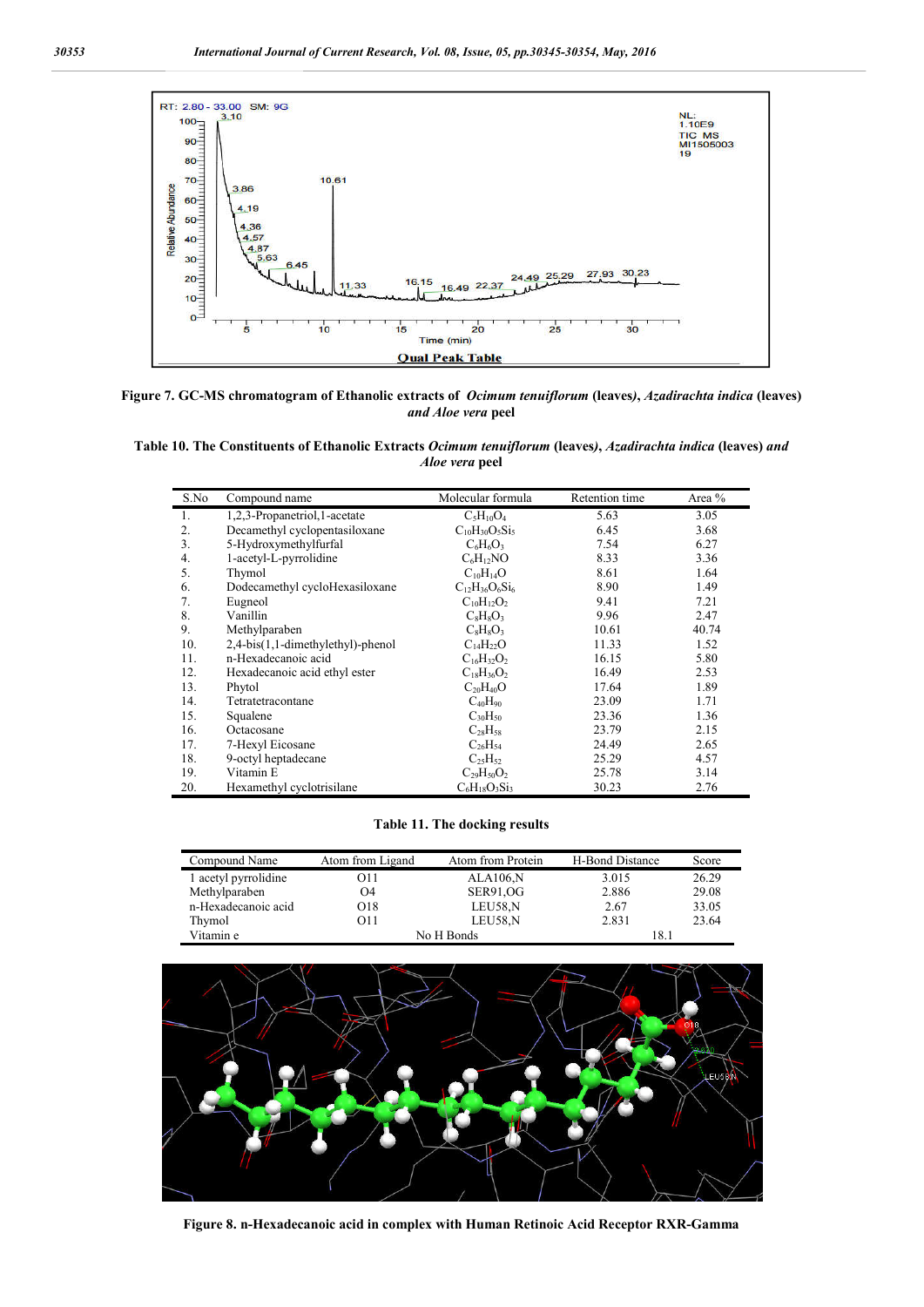**Figure 7. GC-MS chromatogram of Ethanolic extracts of *Ocimum tenuiflorum* (leaves), *Azadirachta indica* (leaves) *and Aloe vera* peel**

**Table 10. The Constituents of Ethanolic Extracts *Ocimum tenuiflorum* (leaves), *Azadirachta indica* (leaves) *and Aloe vera* peel**

| S.No | Compound name | Molecular formula | Retention time | Area % |
|---|---|---|---|---|
| 1. | 1,2,3-Propanetriol,1-acetate | $C_5H_{10}O_4$ | 5.63 | 3.05 |
| 2. | Decamethyl cyclopentasiloxane | $C_{10}H_{30}O_5Si_5$ | 6.45 | 3.68 |
| 3. | 5-Hydroxymethylfurfal | $C_6H_6O_3$ | 7.54 | 6.27 |
| 4. | 1-acetyl-L-pyrrolidine | $C_6H_{12}NO$ | 8.33 | 3.36 |
| 5. | Thymol | $C_{10}H_{14}O$ | 8.61 | 1.64 |
| 6. | Dodecamethyl cycloHexasiloxane | $C_{12}H_{36}O_6Si_6$ | 8.90 | 1.49 |
| 7. | Eugneol | $C_{10}H_{12}O_2$ | 9.41 | 7.21 |
| 8. | Vanillin | $C_8H_8O_3$ | 9.96 | 2.47 |
| 9. | Methylparaben | $C_8H_8O_3$ | 10.61 | 40.74 |
| 10. | 2,4-bis(1,1-dimethylethyl)-phenol | $C_{14}H_{22}O$ | 11.33 | 1.52 |
| 11. | n-Hexadecanoic acid | $C_{16}H_{32}O_2$ | 16.15 | 5.80 |
| 12. | Hexadecanoic acid ethyl ester | $C_{18}H_{36}O_2$ | 16.49 | 2.53 |
| 13. | Phytol | $C_{20}H_{40}O$ | 17.64 | 1.89 |
| 14. | Tetratetracontane | $C_{40}H_{90}$ | 23.09 | 1.71 |
| 15. | Squalene | $C_{30}H_{50}$ | 23.36 | 1.36 |
| 16. | Octacosane | $C_{28}H_{58}$ | 23.79 | 2.15 |
| 17. | 7-Hexyl Eicosane | $C_{26}H_{54}$ | 24.49 | 2.65 |
| 18. | 9-octyl heptadecane | $C_{25}H_{52}$ | 25.29 | 4.57 |
| 19. | Vitamin E | $C_{29}H_{50}O_2$ | 25.78 | 3.14 |
| 20. | Hexamethyl cyclotrisilane | $C_6H_{18}O_3Si_3$ | 30.23 | 2.76 |

**Table 11. The docking results**

| Compound Name | Atom from Ligand | Atom from Protein | H-Bond Distance | Score |
|---|---|---|---|---|
| 1 acetyl pyrrolidine | O11 | ALA106,N | 3.015 | 26.29 |
| Methylparaben | O4 | SER91,OG | 2.886 | 29.08 |
| n-Hexadecanoic acid | O18 | LEU58,N | 2.67 | 33.05 |
| Thymol | O11 | LEU58,N | 2.831 | 23.64 |
| Vitamin e | No H Bonds | | | 18.1 |

**Figure 8. n-Hexadecanoic acid in complex with Human Retinoic Acid Receptor RXR-Gamma**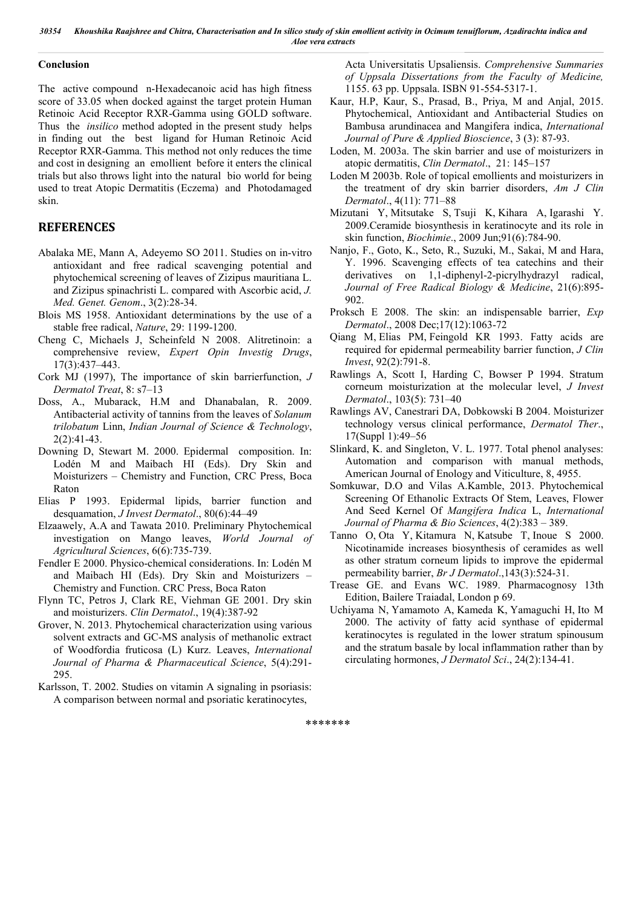## Conclusion

The active compound n-Hexadecanoic acid has high fitness score of 33.05 when docked against the target protein Human Retinoic Acid Receptor RXR-Gamma using GOLD software. Thus the *insilico* method adopted in the present study helps in finding out the best ligand for Human Retinoic Acid Receptor RXR-Gamma. This method not only reduces the time and cost in designing an emollient before it enters the clinical trials but also throws light into the natural bio world for being used to treat Atopic Dermatitis (Eczema) and Photodamaged skin.

## REFERENCES

Abalaka ME, Mann A, Adeyemo SO 2011. Studies on in-vitro antioxidant and free radical scavenging potential and phytochemical screening of leaves of Zizipus mauritiana L. and Zizipus spinachristi L. compared with Ascorbic acid, *J. Med. Genet. Genom*., 3(2):28-34.

Blois MS 1958. Antioxidant determinations by the use of a stable free radical, *Nature*, 29: 1199-1200.

Cheng C, Michaels J, Scheinfeld N 2008. Alitretinoin: a comprehensive review, *Expert Opin Investig Drugs*, 17(3):437–443.

Cork MJ (1997), The importance of skin barrierfunction, *J Dermatol Treat*, 8: s7–13

Doss, A., Mubarack, H.M and Dhanabalan, R. 2009. Antibacterial activity of tannins from the leaves of *Solanum trilobatum* Linn, *Indian Journal of Science & Technology*, 2(2):41-43.

Downing D, Stewart M. 2000. Epidermal composition. In: Lodén M and Maibach HI (Eds). Dry Skin and Moisturizers – Chemistry and Function, CRC Press, Boca Raton

Elias P 1993. Epidermal lipids, barrier function and desquamation, *J Invest Dermatol*., 80(6):44–49

Elzaawely, A.A and Tawata 2010. Preliminary Phytochemical investigation on Mango leaves, *World Journal of Agricultural Sciences*, 6(6):735-739.

Fendler E 2000. Physico-chemical considerations. In: Lodén M and Maibach HI (Eds). Dry Skin and Moisturizers – Chemistry and Function. CRC Press, Boca Raton

Flynn TC, Petros J, Clark RE, Viehman GE 2001. Dry skin and moisturizers. *Clin Dermatol*., 19(4):387-92

Grover, N. 2013. Phytochemical characterization using various solvent extracts and GC-MS analysis of methanolic extract of Woodfordia fruticosa (L) Kurz. Leaves, *International Journal of Pharma & Pharmaceutical Science*, 5(4):291-295.

Karlsson, T. 2002. Studies on vitamin A signaling in psoriasis: A comparison between normal and psoriatic keratinocytes, Acta Universitatis Upsaliensis. *Comprehensive Summaries of Uppsala Dissertations from the Faculty of Medicine,* 1155. 63 pp. Uppsala. ISBN 91-554-5317-1.

Kaur, H.P, Kaur, S., Prasad, B., Priya, M and Anjal, 2015. Phytochemical, Antioxidant and Antibacterial Studies on Bambusa arundinacea and Mangifera indica, *International Journal of Pure & Applied Bioscience*, 3 (3): 87-93.

Loden, M. 2003a. The skin barrier and use of moisturizers in atopic dermatitis, *Clin Dermatol*., 21: 145–157

Loden M 2003b. Role of topical emollients and moisturizers in the treatment of dry skin barrier disorders, *Am J Clin Dermatol*., 4(11): 771–88

Mizutani Y, Mitsutake S, Tsuji K, Kihara A, Igarashi Y. 2009.Ceramide biosynthesis in keratinocyte and its role in skin function, *Biochimie*., 2009 Jun;91(6):784-90.

Nanjo, F., Goto, K., Seto, R., Suzuki, M., Sakai, M and Hara, Y. 1996. Scavenging effects of tea catechins and their derivatives on 1,1-diphenyl-2-picrylhydrazyl radical, *Journal of Free Radical Biology & Medicine*, 21(6):895-902.

Proksch E 2008. The skin: an indispensable barrier, *Exp Dermatol*., 2008 Dec;17(12):1063-72

Qiang M, Elias PM, Feingold KR 1993. Fatty acids are required for epidermal permeability barrier function, *J Clin Invest*, 92(2):791-8.

Rawlings A, Scott I, Harding C, Bowser P 1994. Stratum corneum moisturization at the molecular level, *J Invest Dermatol*., 103(5): 731–40

Rawlings AV, Canestrari DA, Dobkowski B 2004. Moisturizer technology versus clinical performance, *Dermatol Ther*., 17(Suppl 1):49–56

Slinkard, K. and Singleton, V. L. 1977. Total phenol analyses: Automation and comparison with manual methods, American Journal of Enology and Viticulture, 8, 4955.

Somkuwar, D.O and Vilas A.Kamble, 2013. Phytochemical Screening Of Ethanolic Extracts Of Stem, Leaves, Flower And Seed Kernel Of *Mangifera Indica* L, *International Journal of Pharma & Bio Sciences*, 4(2):383 – 389.

Tanno O, Ota Y, Kitamura N, Katsube T, Inoue S 2000. Nicotinamide increases biosynthesis of ceramides as well as other stratum corneum lipids to improve the epidermal permeability barrier, *Br J Dermatol*.,143(3):524-31.

Trease GE. and Evans WC. 1989. Pharmacognosy 13th Edition, Bailere Traiadal, London p 69.

Uchiyama N, Yamamoto A, Kameda K, Yamaguchi H, Ito M 2000. The activity of fatty acid synthase of epidermal keratinocytes is regulated in the lower stratum spinousum and the stratum basale by local inflammation rather than by circulating hormones, *J Dermatol Sci*., 24(2):134-41.

*******